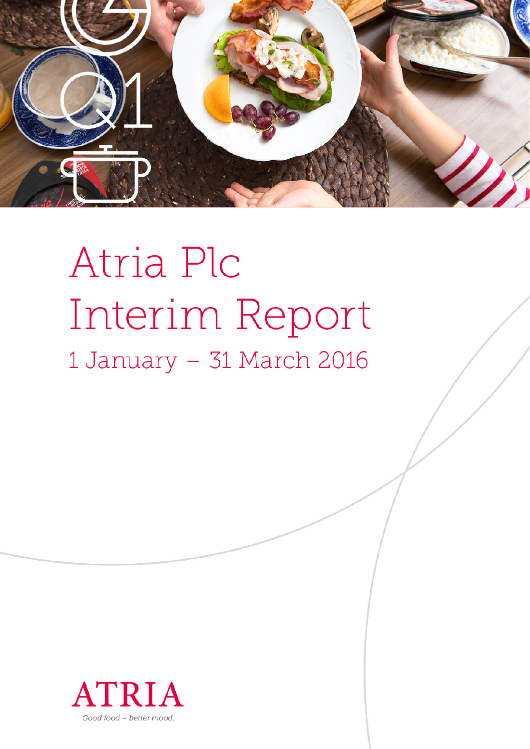# Atria Plc Interim Report

## 1 January – 31 March 2016

ATRIA

*Good food – better mood.*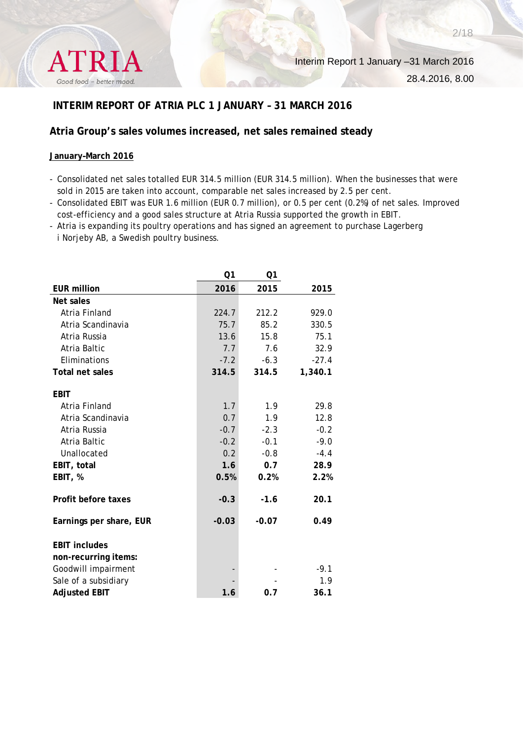# INTERIM REPORT OF ATRIA PLC 1 JANUARY – 31 MARCH 2016

## Atria Group's sales volumes increased, net sales remained steady

**January–March 2016**

- Consolidated net sales totalled EUR 314.5 million (EUR 314.5 million). When the businesses that were sold in 2015 are taken into account, comparable net sales increased by 2.5 per cent.
- Consolidated EBIT was EUR 1.6 million (EUR 0.7 million), or 0.5 per cent (0.2%) of net sales. Improved cost-efficiency and a good sales structure at Atria Russia supported the growth in EBIT.
- Atria is expanding its poultry operations and has signed an agreement to purchase Lagerberg i Norjeby AB, a Swedish poultry business.

| EUR million | Q1 2016 | Q1 2015 | 2015 |
|---|---|---|---|
| **Net sales** | | | |
| Atria Finland | 224.7 | 212.2 | 929.0 |
| Atria Scandinavia | 75.7 | 85.2 | 330.5 |
| Atria Russia | 13.6 | 15.8 | 75.1 |
| Atria Baltic | 7.7 | 7.6 | 32.9 |
| Eliminations | -7.2 | -6.3 | -27.4 |
| **Total net sales** | **314.5** | **314.5** | **1,340.1** |
| | | | |
| **EBIT** | | | |
| Atria Finland | 1.7 | 1.9 | 29.8 |
| Atria Scandinavia | 0.7 | 1.9 | 12.8 |
| Atria Russia | -0.7 | -2.3 | -0.2 |
| Atria Baltic | -0.2 | -0.1 | -9.0 |
| Unallocated | 0.2 | -0.8 | -4.4 |
| **EBIT, total** | **1.6** | **0.7** | **28.9** |
| **EBIT, %** | **0.5%** | **0.2%** | **2.2%** |
| | | | |
| **Profit before taxes** | **-0.3** | **-1.6** | **20.1** |
| | | | |
| **Earnings per share, EUR** | **-0.03** | **-0.07** | **0.49** |
| | | | |
| **EBIT includes non-recurring items:** | | | |
| Goodwill impairment | - | - | -9.1 |
| Sale of a subsidiary | - | - | 1.9 |
| **Adjusted EBIT** | **1.6** | **0.7** | **36.1** |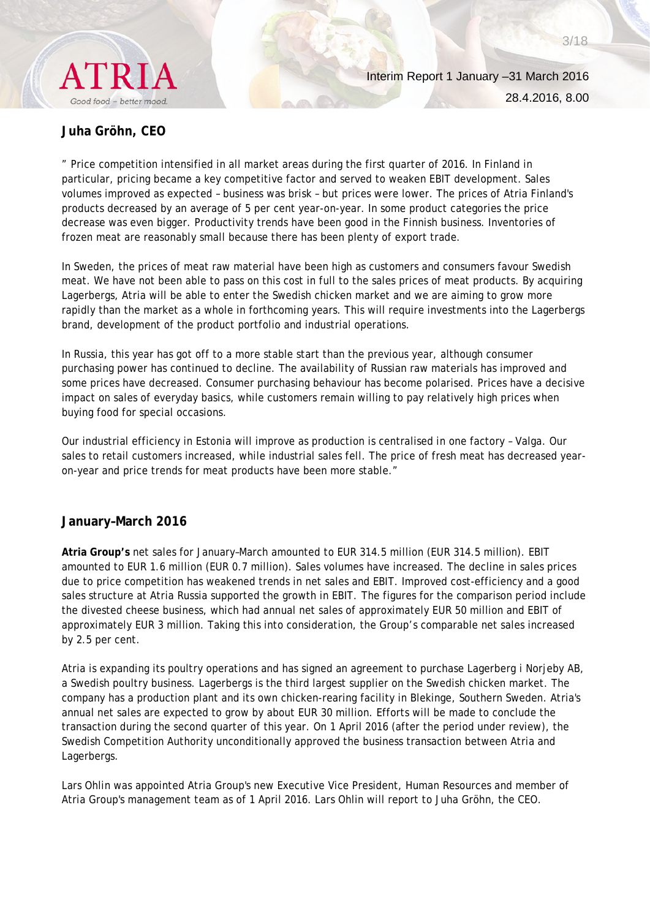## Juha Gröhn, CEO

” Price competition intensified in all market areas during the first quarter of 2016. In Finland in particular, pricing became a key competitive factor and served to weaken EBIT development. Sales volumes improved as expected – business was brisk – but prices were lower. The prices of Atria Finland's products decreased by an average of 5 per cent year-on-year. In some product categories the price decrease was even bigger. Productivity trends have been good in the Finnish business. Inventories of frozen meat are reasonably small because there has been plenty of export trade.

In Sweden, the prices of meat raw material have been high as customers and consumers favour Swedish meat. We have not been able to pass on this cost in full to the sales prices of meat products. By acquiring Lagerbergs, Atria will be able to enter the Swedish chicken market and we are aiming to grow more rapidly than the market as a whole in forthcoming years. This will require investments into the Lagerbergs brand, development of the product portfolio and industrial operations.

In Russia, this year has got off to a more stable start than the previous year, although consumer purchasing power has continued to decline. The availability of Russian raw materials has improved and some prices have decreased. Consumer purchasing behaviour has become polarised. Prices have a decisive impact on sales of everyday basics, while customers remain willing to pay relatively high prices when buying food for special occasions.

Our industrial efficiency in Estonia will improve as production is centralised in one factory – Valga. Our sales to retail customers increased, while industrial sales fell. The price of fresh meat has decreased year-on-year and price trends for meat products have been more stable.”

## January–March 2016

**Atria Group’s** net sales for January–March amounted to EUR 314.5 million (EUR 314.5 million). EBIT amounted to EUR 1.6 million (EUR 0.7 million). Sales volumes have increased. The decline in sales prices due to price competition has weakened trends in net sales and EBIT. Improved cost-efficiency and a good sales structure at Atria Russia supported the growth in EBIT. The figures for the comparison period include the divested cheese business, which had annual net sales of approximately EUR 50 million and EBIT of approximately EUR 3 million. Taking this into consideration, the Group’s comparable net sales increased by 2.5 per cent.

Atria is expanding its poultry operations and has signed an agreement to purchase Lagerberg i Norjeby AB, a Swedish poultry business. Lagerbergs is the third largest supplier on the Swedish chicken market. The company has a production plant and its own chicken-rearing facility in Blekinge, Southern Sweden. Atria's annual net sales are expected to grow by about EUR 30 million. Efforts will be made to conclude the transaction during the second quarter of this year. On 1 April 2016 (after the period under review), the Swedish Competition Authority unconditionally approved the business transaction between Atria and Lagerbergs.

Lars Ohlin was appointed Atria Group's new Executive Vice President, Human Resources and member of Atria Group's management team as of 1 April 2016. Lars Ohlin will report to Juha Gröhn, the CEO.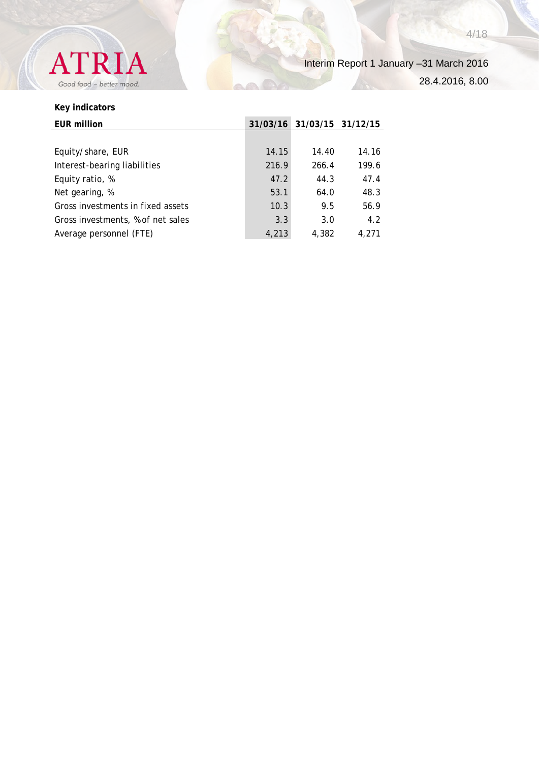**Key indicators**

| EUR million | 31/03/16 | 31/03/15 | 31/12/15 |
|---|---|---|---|
| Equity/ share, EUR | 14.15 | 14.40 | 14.16 |
| Interest-bearing liabilities | 216.9 | 266.4 | 199.6 |
| Equity ratio, % | 47.2 | 44.3 | 47.4 |
| Net gearing, % | 53.1 | 64.0 | 48.3 |
| Gross investments in fixed assets | 10.3 | 9.5 | 56.9 |
| Gross investments, % of net sales | 3.3 | 3.0 | 4.2 |
| Average personnel (FTE) | 4,213 | 4,382 | 4,271 |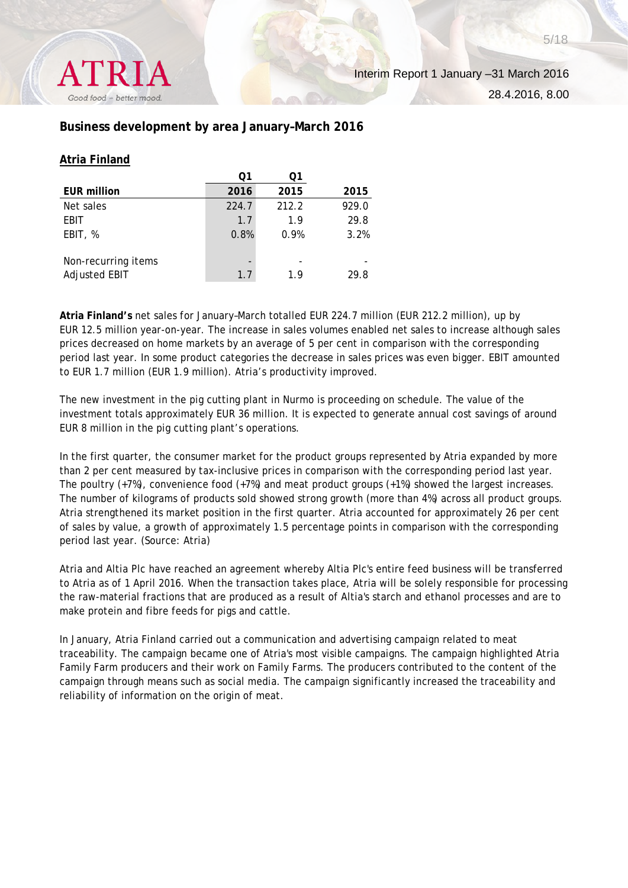## Business development by area January–March 2016

### Atria Finland

| EUR million | Q1 2016 | Q1 2015 | 2015 |
|---|---|---|---|
| Net sales | 224.7 | 212.2 | 929.0 |
| EBIT | 1.7 | 1.9 | 29.8 |
| EBIT, % | 0.8% | 0.9% | 3.2% |
| | | | |
| Non-recurring items | - | - | - |
| Adjusted EBIT | 1.7 | 1.9 | 29.8 |

**Atria Finland's** net sales for January–March totalled EUR 224.7 million (EUR 212.2 million), up by EUR 12.5 million year-on-year. The increase in sales volumes enabled net sales to increase although sales prices decreased on home markets by an average of 5 per cent in comparison with the corresponding period last year. In some product categories the decrease in sales prices was even bigger. EBIT amounted to EUR 1.7 million (EUR 1.9 million). Atria's productivity improved.

The new investment in the pig cutting plant in Nurmo is proceeding on schedule. The value of the investment totals approximately EUR 36 million. It is expected to generate annual cost savings of around EUR 8 million in the pig cutting plant's operations.

In the first quarter, the consumer market for the product groups represented by Atria expanded by more than 2 per cent measured by tax-inclusive prices in comparison with the corresponding period last year. The poultry (+7%), convenience food (+7%) and meat product groups (+1%) showed the largest increases. The number of kilograms of products sold showed strong growth (more than 4%) across all product groups. Atria strengthened its market position in the first quarter. Atria accounted for approximately 26 per cent of sales by value, a growth of approximately 1.5 percentage points in comparison with the corresponding period last year. (Source: Atria)

Atria and Altia Plc have reached an agreement whereby Altia Plc's entire feed business will be transferred to Atria as of 1 April 2016. When the transaction takes place, Atria will be solely responsible for processing the raw-material fractions that are produced as a result of Altia's starch and ethanol processes and are to make protein and fibre feeds for pigs and cattle.

In January, Atria Finland carried out a communication and advertising campaign related to meat traceability. The campaign became one of Atria's most visible campaigns. The campaign highlighted Atria Family Farm producers and their work on Family Farms. The producers contributed to the content of the campaign through means such as social media. The campaign significantly increased the traceability and reliability of information on the origin of meat.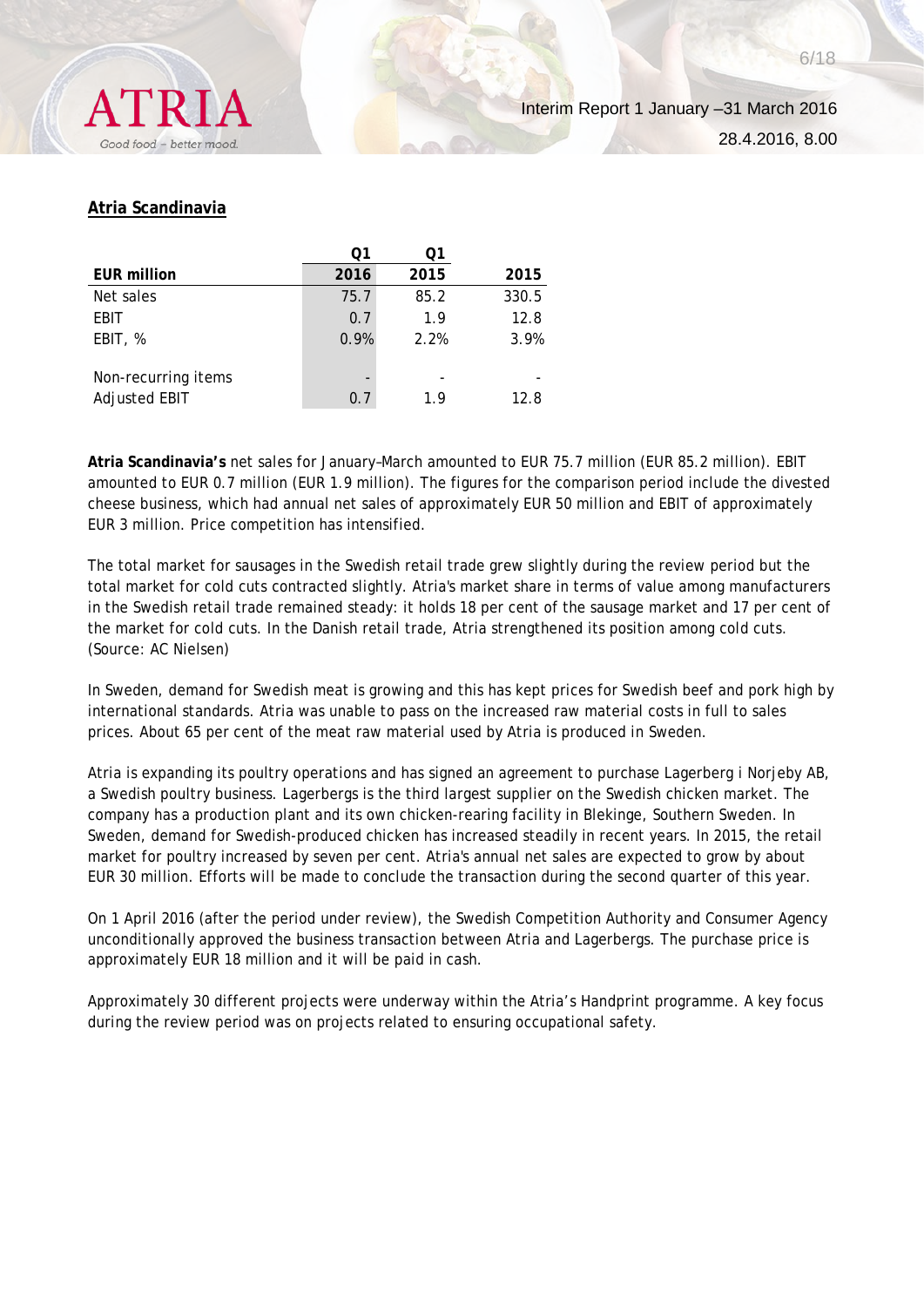## Atria Scandinavia

| EUR million | Q1 2016 | Q1 2015 | 2015 |
|---|---|---|---|
| Net sales | 75.7 | 85.2 | 330.5 |
| EBIT | 0.7 | 1.9 | 12.8 |
| EBIT, % | 0.9% | 2.2% | 3.9% |
| | | | |
| Non-recurring items | - | - | - |
| Adjusted EBIT | 0.7 | 1.9 | 12.8 |

**Atria Scandinavia's** net sales for January–March amounted to EUR 75.7 million (EUR 85.2 million). EBIT amounted to EUR 0.7 million (EUR 1.9 million). The figures for the comparison period include the divested cheese business, which had annual net sales of approximately EUR 50 million and EBIT of approximately EUR 3 million. Price competition has intensified.

The total market for sausages in the Swedish retail trade grew slightly during the review period but the total market for cold cuts contracted slightly. Atria's market share in terms of value among manufacturers in the Swedish retail trade remained steady: it holds 18 per cent of the sausage market and 17 per cent of the market for cold cuts. In the Danish retail trade, Atria strengthened its position among cold cuts. (Source: AC Nielsen)

In Sweden, demand for Swedish meat is growing and this has kept prices for Swedish beef and pork high by international standards. Atria was unable to pass on the increased raw material costs in full to sales prices. About 65 per cent of the meat raw material used by Atria is produced in Sweden.

Atria is expanding its poultry operations and has signed an agreement to purchase Lagerberg i Norjeby AB, a Swedish poultry business. Lagerbergs is the third largest supplier on the Swedish chicken market. The company has a production plant and its own chicken-rearing facility in Blekinge, Southern Sweden. In Sweden, demand for Swedish-produced chicken has increased steadily in recent years. In 2015, the retail market for poultry increased by seven per cent. Atria's annual net sales are expected to grow by about EUR 30 million. Efforts will be made to conclude the transaction during the second quarter of this year.

On 1 April 2016 (after the period under review), the Swedish Competition Authority and Consumer Agency unconditionally approved the business transaction between Atria and Lagerbergs. The purchase price is approximately EUR 18 million and it will be paid in cash.

Approximately 30 different projects were underway within the Atria's Handprint programme. A key focus during the review period was on projects related to ensuring occupational safety.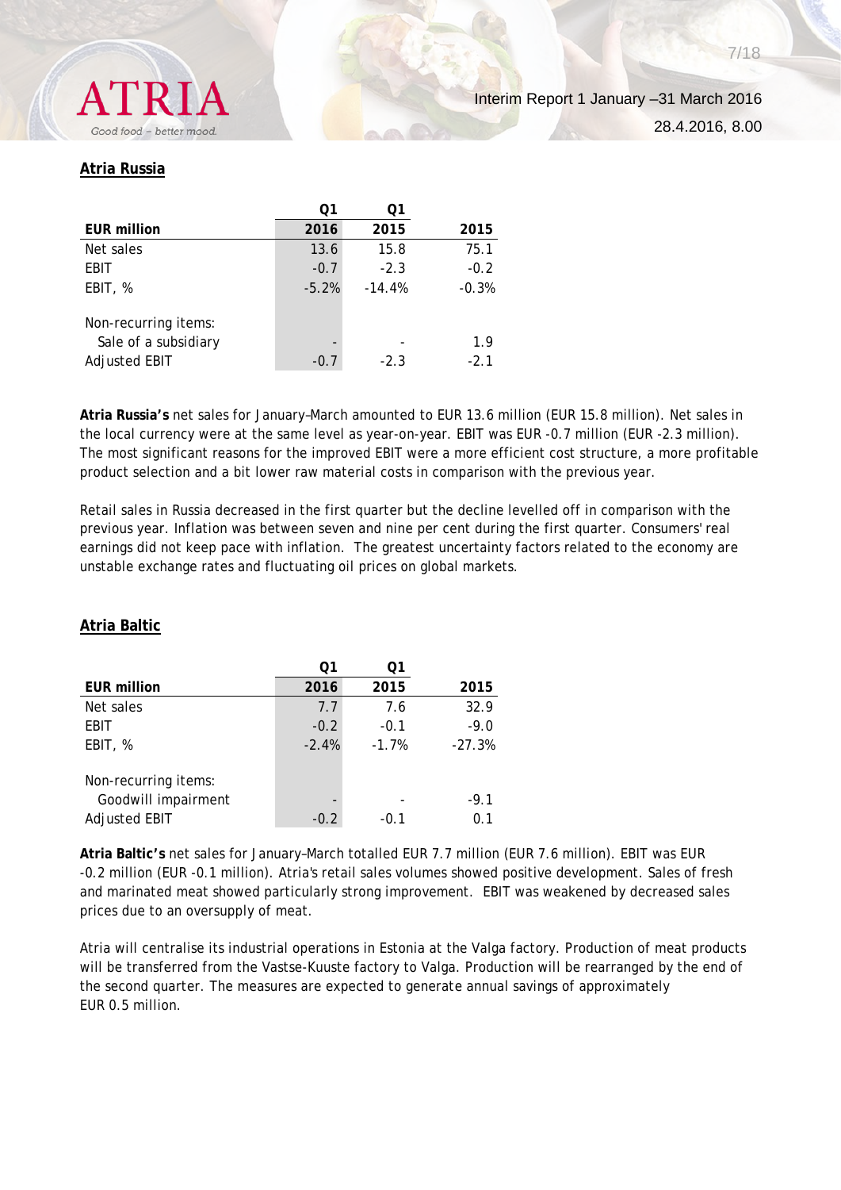## Atria Russia

| EUR million | Q1 2016 | Q1 2015 | 2015 |
|---|---|---|---|
| Net sales | 13.6 | 15.8 | 75.1 |
| EBIT | -0.7 | -2.3 | -0.2 |
| EBIT, % | -5.2% | -14.4% | -0.3% |
| | | | |
| Non-recurring items: | | | |
| Sale of a subsidiary | - | - | 1.9 |
| Adjusted EBIT | -0.7 | -2.3 | -2.1 |

**Atria Russia's** net sales for January–March amounted to EUR 13.6 million (EUR 15.8 million). Net sales in the local currency were at the same level as year-on-year. EBIT was EUR -0.7 million (EUR -2.3 million). The most significant reasons for the improved EBIT were a more efficient cost structure, a more profitable product selection and a bit lower raw material costs in comparison with the previous year.

Retail sales in Russia decreased in the first quarter but the decline levelled off in comparison with the previous year. Inflation was between seven and nine per cent during the first quarter. Consumers' real earnings did not keep pace with inflation. The greatest uncertainty factors related to the economy are unstable exchange rates and fluctuating oil prices on global markets.

## Atria Baltic

| EUR million | Q1 2016 | Q1 2015 | 2015 |
|---|---|---|---|
| Net sales | 7.7 | 7.6 | 32.9 |
| EBIT | -0.2 | -0.1 | -9.0 |
| EBIT, % | -2.4% | -1.7% | -27.3% |
| | | | |
| Non-recurring items: | | | |
| Goodwill impairment | - | - | -9.1 |
| Adjusted EBIT | -0.2 | -0.1 | 0.1 |

**Atria Baltic's** net sales for January–March totalled EUR 7.7 million (EUR 7.6 million). EBIT was EUR -0.2 million (EUR -0.1 million). Atria's retail sales volumes showed positive development. Sales of fresh and marinated meat showed particularly strong improvement. EBIT was weakened by decreased sales prices due to an oversupply of meat.

Atria will centralise its industrial operations in Estonia at the Valga factory. Production of meat products will be transferred from the Vastse-Kuuste factory to Valga. Production will be rearranged by the end of the second quarter. The measures are expected to generate annual savings of approximately EUR 0.5 million.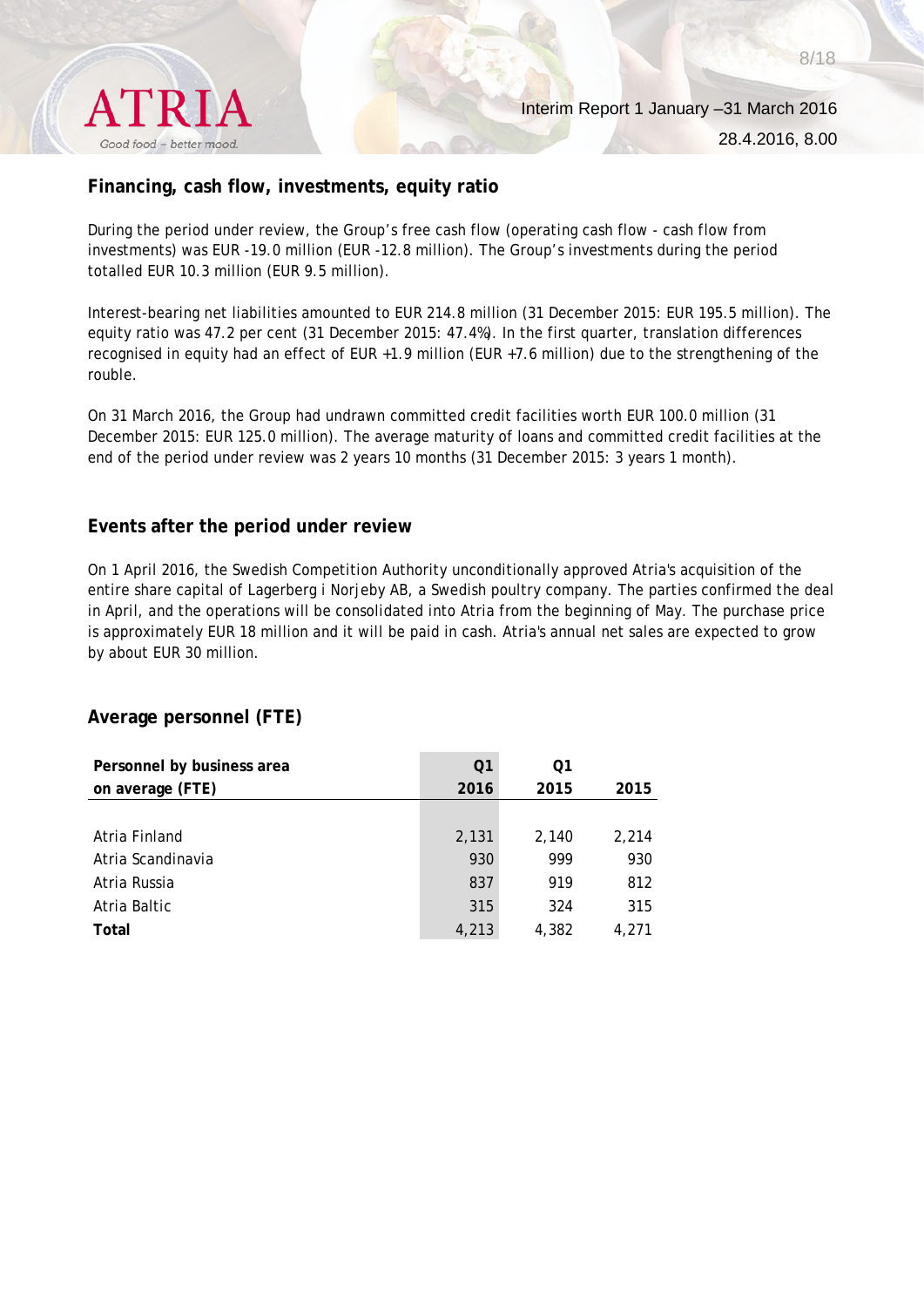## Financing, cash flow, investments, equity ratio

During the period under review, the Group's free cash flow (operating cash flow - cash flow from investments) was EUR -19.0 million (EUR -12.8 million). The Group's investments during the period totalled EUR 10.3 million (EUR 9.5 million).

Interest-bearing net liabilities amounted to EUR 214.8 million (31 December 2015: EUR 195.5 million). The equity ratio was 47.2 per cent (31 December 2015: 47.4%). In the first quarter, translation differences recognised in equity had an effect of EUR +1.9 million (EUR +7.6 million) due to the strengthening of the rouble.

On 31 March 2016, the Group had undrawn committed credit facilities worth EUR 100.0 million (31 December 2015: EUR 125.0 million). The average maturity of loans and committed credit facilities at the end of the period under review was 2 years 10 months (31 December 2015: 3 years 1 month).

## Events after the period under review

On 1 April 2016, the Swedish Competition Authority unconditionally approved Atria's acquisition of the entire share capital of Lagerberg i Norjeby AB, a Swedish poultry company. The parties confirmed the deal in April, and the operations will be consolidated into Atria from the beginning of May. The purchase price is approximately EUR 18 million and it will be paid in cash. Atria's annual net sales are expected to grow by about EUR 30 million.

## Average personnel (FTE)

| Personnel by business area on average (FTE) | Q1 2016 | Q1 2015 | 2015 |
|---|---|---|---|
| Atria Finland | 2,131 | 2,140 | 2,214 |
| Atria Scandinavia | 930 | 999 | 930 |
| Atria Russia | 837 | 919 | 812 |
| Atria Baltic | 315 | 324 | 315 |
| **Total** | 4,213 | 4,382 | 4,271 |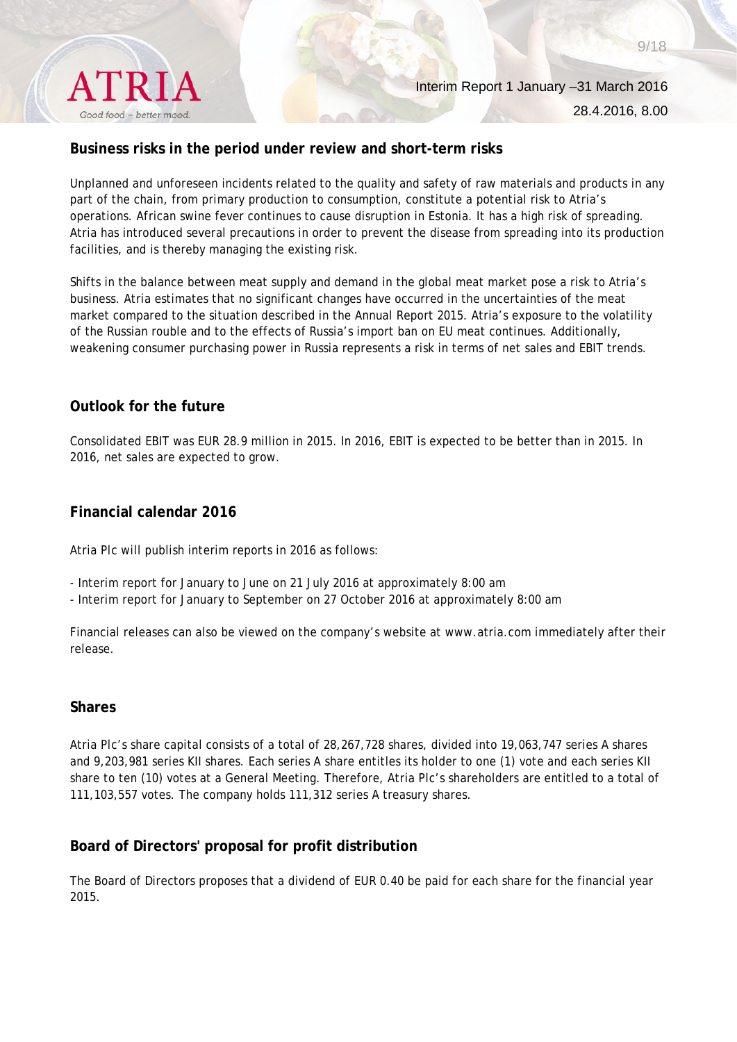## Business risks in the period under review and short-term risks

Unplanned and unforeseen incidents related to the quality and safety of raw materials and products in any part of the chain, from primary production to consumption, constitute a potential risk to Atria's operations. African swine fever continues to cause disruption in Estonia. It has a high risk of spreading. Atria has introduced several precautions in order to prevent the disease from spreading into its production facilities, and is thereby managing the existing risk.

Shifts in the balance between meat supply and demand in the global meat market pose a risk to Atria's business. Atria estimates that no significant changes have occurred in the uncertainties of the meat market compared to the situation described in the Annual Report 2015. Atria's exposure to the volatility of the Russian rouble and to the effects of Russia's import ban on EU meat continues. Additionally, weakening consumer purchasing power in Russia represents a risk in terms of net sales and EBIT trends.

## Outlook for the future

Consolidated EBIT was EUR 28.9 million in 2015. In 2016, EBIT is expected to be better than in 2015. In 2016, net sales are expected to grow.

## Financial calendar 2016

Atria Plc will publish interim reports in 2016 as follows:

- Interim report for January to June on 21 July 2016 at approximately 8:00 am
- Interim report for January to September on 27 October 2016 at approximately 8:00 am

Financial releases can also be viewed on the company's website at www.atria.com immediately after their release.

## Shares

Atria Plc's share capital consists of a total of 28,267,728 shares, divided into 19,063,747 series A shares and 9,203,981 series KII shares. Each series A share entitles its holder to one (1) vote and each series KII share to ten (10) votes at a General Meeting. Therefore, Atria Plc's shareholders are entitled to a total of 111,103,557 votes. The company holds 111,312 series A treasury shares.

## Board of Directors' proposal for profit distribution

The Board of Directors proposes that a dividend of EUR 0.40 be paid for each share for the financial year 2015.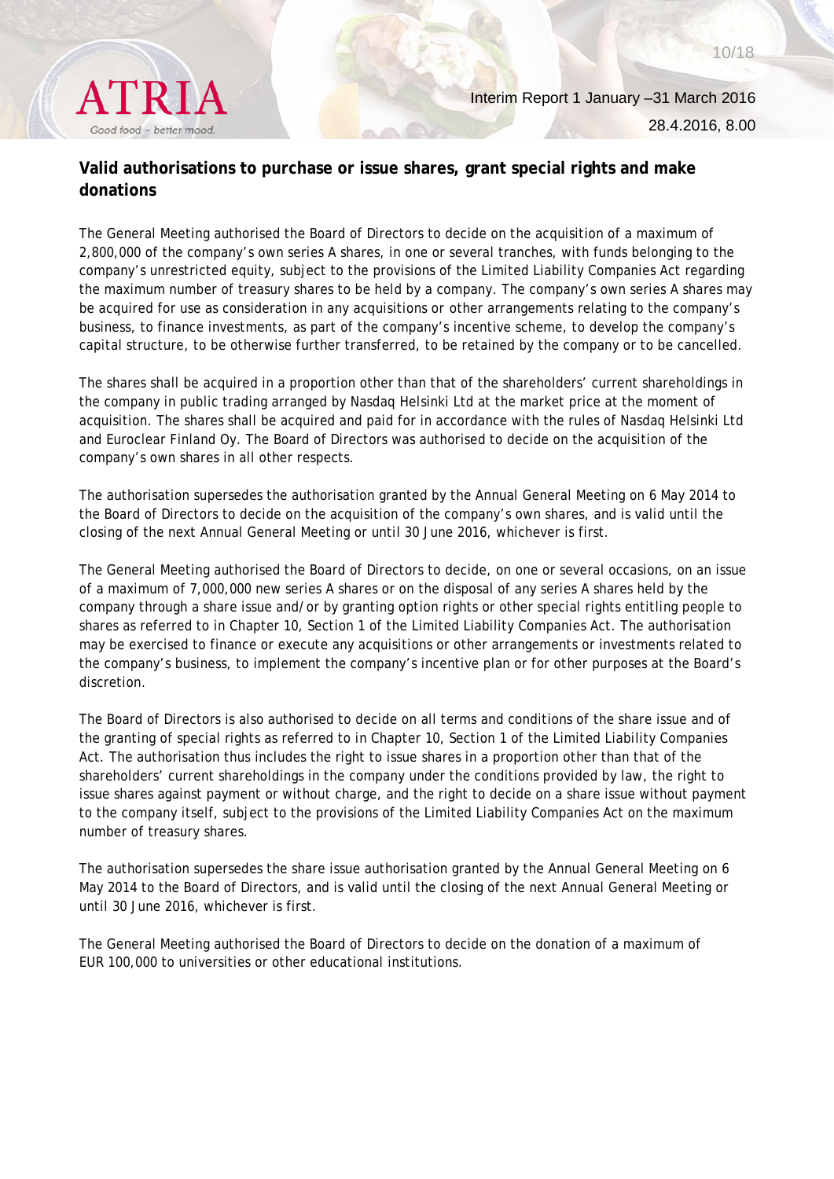## Valid authorisations to purchase or issue shares, grant special rights and make donations

The General Meeting authorised the Board of Directors to decide on the acquisition of a maximum of 2,800,000 of the company's own series A shares, in one or several tranches, with funds belonging to the company's unrestricted equity, subject to the provisions of the Limited Liability Companies Act regarding the maximum number of treasury shares to be held by a company. The company's own series A shares may be acquired for use as consideration in any acquisitions or other arrangements relating to the company's business, to finance investments, as part of the company's incentive scheme, to develop the company's capital structure, to be otherwise further transferred, to be retained by the company or to be cancelled.

The shares shall be acquired in a proportion other than that of the shareholders' current shareholdings in the company in public trading arranged by Nasdaq Helsinki Ltd at the market price at the moment of acquisition. The shares shall be acquired and paid for in accordance with the rules of Nasdaq Helsinki Ltd and Euroclear Finland Oy. The Board of Directors was authorised to decide on the acquisition of the company's own shares in all other respects.

The authorisation supersedes the authorisation granted by the Annual General Meeting on 6 May 2014 to the Board of Directors to decide on the acquisition of the company's own shares, and is valid until the closing of the next Annual General Meeting or until 30 June 2016, whichever is first.

The General Meeting authorised the Board of Directors to decide, on one or several occasions, on an issue of a maximum of 7,000,000 new series A shares or on the disposal of any series A shares held by the company through a share issue and/or by granting option rights or other special rights entitling people to shares as referred to in Chapter 10, Section 1 of the Limited Liability Companies Act. The authorisation may be exercised to finance or execute any acquisitions or other arrangements or investments related to the company's business, to implement the company's incentive plan or for other purposes at the Board's discretion.

The Board of Directors is also authorised to decide on all terms and conditions of the share issue and of the granting of special rights as referred to in Chapter 10, Section 1 of the Limited Liability Companies Act. The authorisation thus includes the right to issue shares in a proportion other than that of the shareholders' current shareholdings in the company under the conditions provided by law, the right to issue shares against payment or without charge, and the right to decide on a share issue without payment to the company itself, subject to the provisions of the Limited Liability Companies Act on the maximum number of treasury shares.

The authorisation supersedes the share issue authorisation granted by the Annual General Meeting on 6 May 2014 to the Board of Directors, and is valid until the closing of the next Annual General Meeting or until 30 June 2016, whichever is first.

The General Meeting authorised the Board of Directors to decide on the donation of a maximum of EUR 100,000 to universities or other educational institutions.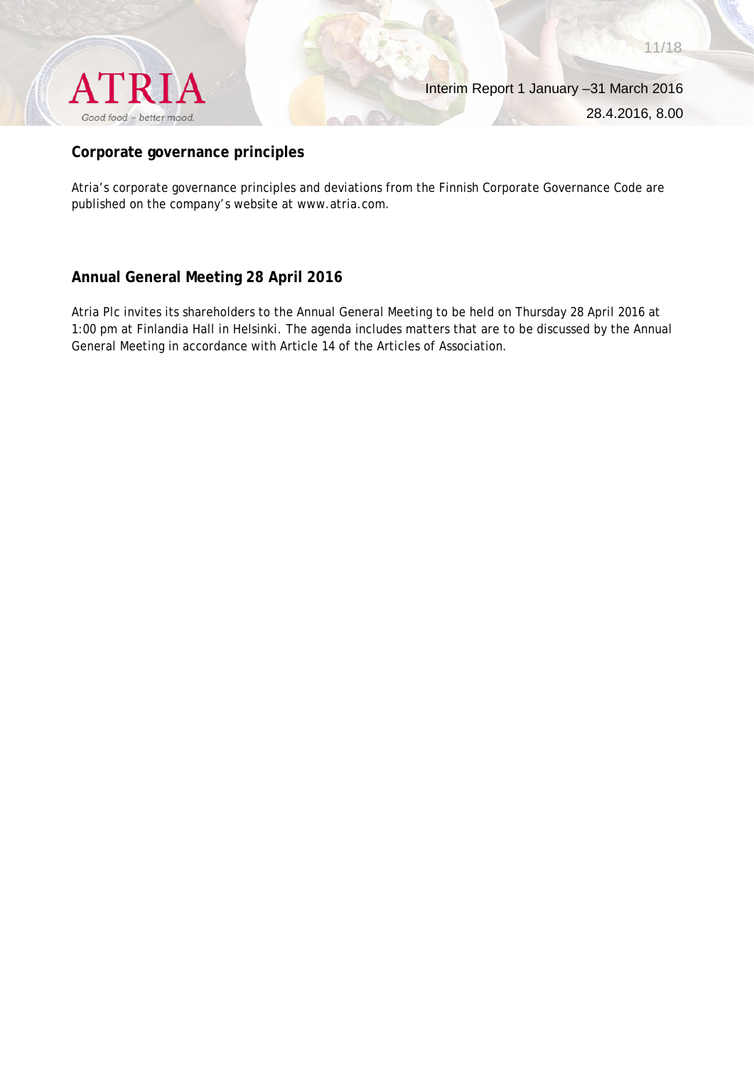## Corporate governance principles

Atria's corporate governance principles and deviations from the Finnish Corporate Governance Code are published on the company's website at www.atria.com.

## Annual General Meeting 28 April 2016

Atria Plc invites its shareholders to the Annual General Meeting to be held on Thursday 28 April 2016 at 1:00 pm at Finlandia Hall in Helsinki. The agenda includes matters that are to be discussed by the Annual General Meeting in accordance with Article 14 of the Articles of Association.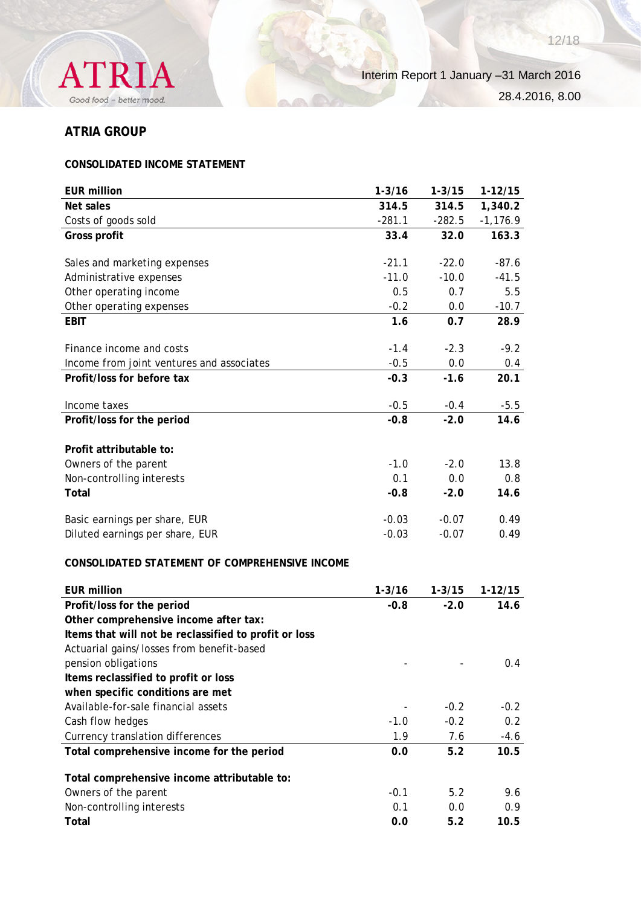## ATRIA GROUP

### CONSOLIDATED INCOME STATEMENT

| EUR million | 1-3/16 | 1-3/15 | 1-12/15 |
|---|---|---|---|
| **Net sales** | **314.5** | **314.5** | **1,340.2** |
| Costs of goods sold | -281.1 | -282.5 | -1,176.9 |
| **Gross profit** | **33.4** | **32.0** | **163.3** |
| | | | |
| Sales and marketing expenses | -21.1 | -22.0 | -87.6 |
| Administrative expenses | -11.0 | -10.0 | -41.5 |
| Other operating income | 0.5 | 0.7 | 5.5 |
| Other operating expenses | -0.2 | 0.0 | -10.7 |
| **EBIT** | **1.6** | **0.7** | **28.9** |
| | | | |
| Finance income and costs | -1.4 | -2.3 | -9.2 |
| Income from joint ventures and associates | -0.5 | 0.0 | 0.4 |
| **Profit/loss for before tax** | **-0.3** | **-1.6** | **20.1** |
| | | | |
| Income taxes | -0.5 | -0.4 | -5.5 |
| **Profit/loss for the period** | **-0.8** | **-2.0** | **14.6** |
| | | | |
| **Profit attributable to:** | | | |
| Owners of the parent | -1.0 | -2.0 | 13.8 |
| Non-controlling interests | 0.1 | 0.0 | 0.8 |
| **Total** | **-0.8** | **-2.0** | **14.6** |
| | | | |
| Basic earnings per share, EUR | -0.03 | -0.07 | 0.49 |
| Diluted earnings per share, EUR | -0.03 | -0.07 | 0.49 |

### CONSOLIDATED STATEMENT OF COMPREHENSIVE INCOME

| EUR million | 1-3/16 | 1-3/15 | 1-12/15 |
|---|---|---|---|
| **Profit/loss for the period** | **-0.8** | **-2.0** | **14.6** |
| **Other comprehensive income after tax:** | | | |
| **Items that will not be reclassified to profit or loss** | | | |
| Actuarial gains/losses from benefit-based pension obligations | - | - | 0.4 |
| **Items reclassified to profit or loss when specific conditions are met** | | | |
| Available-for-sale financial assets | - | -0.2 | -0.2 |
| Cash flow hedges | -1.0 | -0.2 | 0.2 |
| Currency translation differences | 1.9 | 7.6 | -4.6 |
| **Total comprehensive income for the period** | **0.0** | **5.2** | **10.5** |
| | | | |
| **Total comprehensive income attributable to:** | | | |
| Owners of the parent | -0.1 | 5.2 | 9.6 |
| Non-controlling interests | 0.1 | 0.0 | 0.9 |
| **Total** | **0.0** | **5.2** | **10.5** |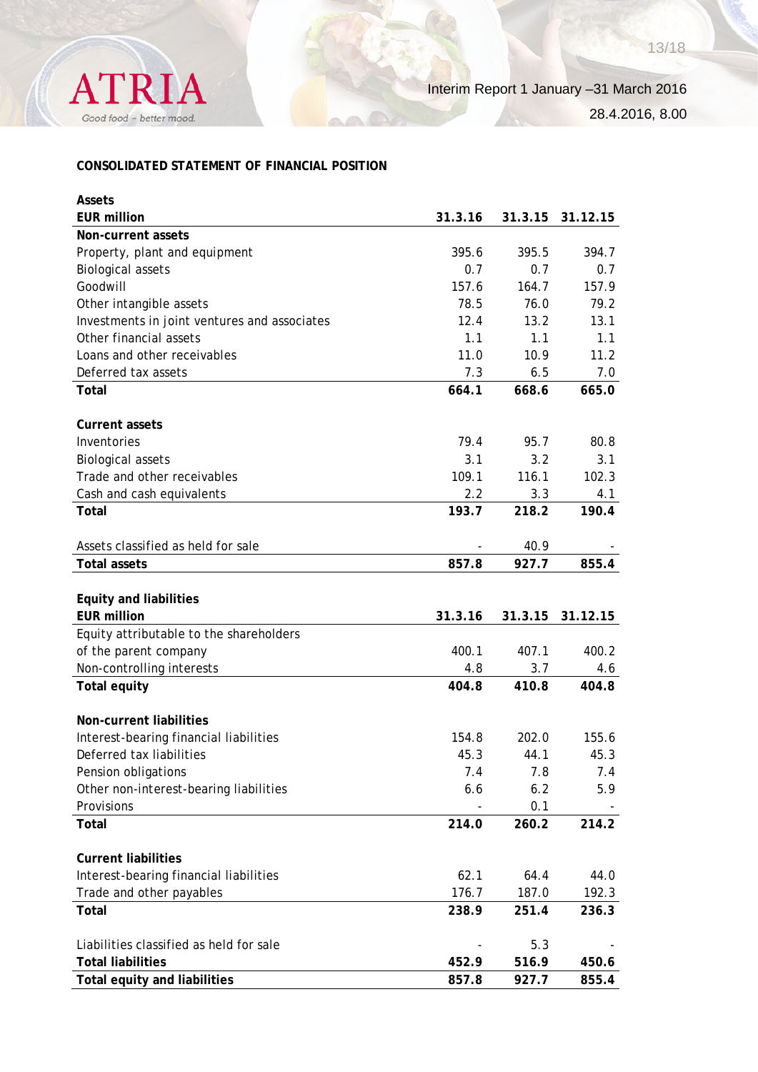## CONSOLIDATED STATEMENT OF FINANCIAL POSITION

| **Assets**<br>**EUR million** | **31.3.16** | **31.3.15** | **31.12.15** |
|---|---|---|---|
| **Non-current assets** | | | |
| Property, plant and equipment | 395.6 | 395.5 | 394.7 |
| Biological assets | 0.7 | 0.7 | 0.7 |
| Goodwill | 157.6 | 164.7 | 157.9 |
| Other intangible assets | 78.5 | 76.0 | 79.2 |
| Investments in joint ventures and associates | 12.4 | 13.2 | 13.1 |
| Other financial assets | 1.1 | 1.1 | 1.1 |
| Loans and other receivables | 11.0 | 10.9 | 11.2 |
| Deferred tax assets | 7.3 | 6.5 | 7.0 |
| **Total** | **664.1** | **668.6** | **665.0** |
| | | | |
| **Current assets** | | | |
| Inventories | 79.4 | 95.7 | 80.8 |
| Biological assets | 3.1 | 3.2 | 3.1 |
| Trade and other receivables | 109.1 | 116.1 | 102.3 |
| Cash and cash equivalents | 2.2 | 3.3 | 4.1 |
| **Total** | **193.7** | **218.2** | **190.4** |
| | | | |
| Assets classified as held for sale | - | 40.9 | - |
| **Total assets** | **857.8** | **927.7** | **855.4** |

| **Equity and liabilities**<br>**EUR million** | **31.3.16** | **31.3.15** | **31.12.15** |
|---|---|---|---|
| Equity attributable to the shareholders of the parent company | 400.1 | 407.1 | 400.2 |
| Non-controlling interests | 4.8 | 3.7 | 4.6 |
| **Total equity** | **404.8** | **410.8** | **404.8** |
| | | | |
| **Non-current liabilities** | | | |
| Interest-bearing financial liabilities | 154.8 | 202.0 | 155.6 |
| Deferred tax liabilities | 45.3 | 44.1 | 45.3 |
| Pension obligations | 7.4 | 7.8 | 7.4 |
| Other non-interest-bearing liabilities | 6.6 | 6.2 | 5.9 |
| Provisions | - | 0.1 | - |
| **Total** | **214.0** | **260.2** | **214.2** |
| | | | |
| **Current liabilities** | | | |
| Interest-bearing financial liabilities | 62.1 | 64.4 | 44.0 |
| Trade and other payables | 176.7 | 187.0 | 192.3 |
| **Total** | **238.9** | **251.4** | **236.3** |
| | | | |
| Liabilities classified as held for sale | - | 5.3 | - |
| **Total liabilities** | **452.9** | **516.9** | **450.6** |
| **Total equity and liabilities** | **857.8** | **927.7** | **855.4** |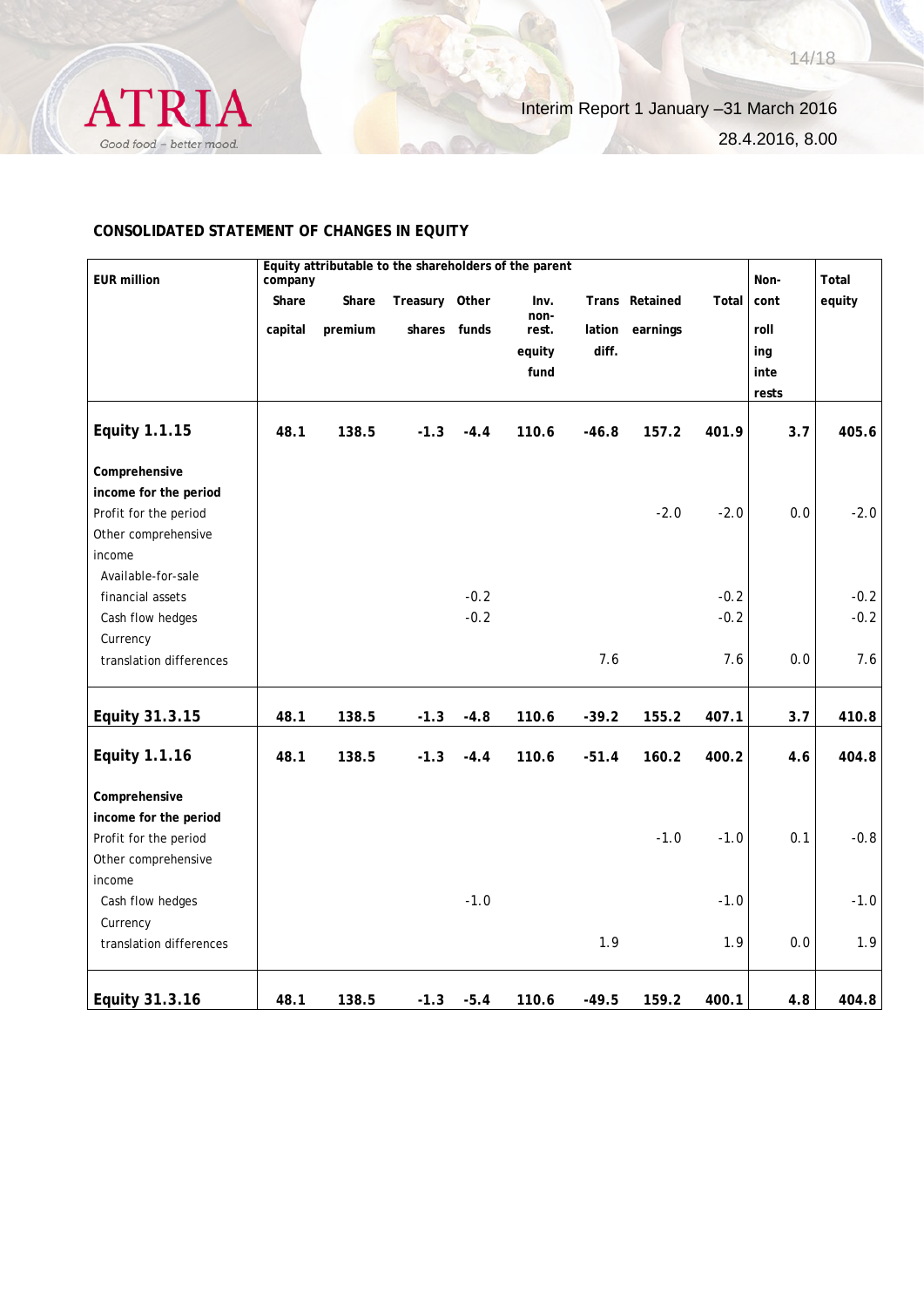## CONSOLIDATED STATEMENT OF CHANGES IN EQUITY

| EUR million | Equity attributable to the shareholders of the parent company | | | | | | | | Non-controlling interests | Total equity |
|---|---|---|---|---|---|---|---|---|---|---|
| | Share capital | Share premium | Treasury shares | Other funds | Inv. non-rest. equity fund | Translation diff. | Retained earnings | Total | | |
| **Equity 1.1.15** | **48.1** | **138.5** | **-1.3** | **-4.4** | **110.6** | **-46.8** | **157.2** | **401.9** | **3.7** | **405.6** |
| **Comprehensive income for the period** | | | | | | | | | | |
| Profit for the period | | | | | | | -2.0 | -2.0 | 0.0 | -2.0 |
| Other comprehensive income | | | | | | | | | | |
| Available-for-sale financial assets | | | | -0.2 | | | | -0.2 | | -0.2 |
| Cash flow hedges | | | | -0.2 | | | | -0.2 | | -0.2 |
| Currency translation differences | | | | | | 7.6 | | 7.6 | 0.0 | 7.6 |
| **Equity 31.3.15** | **48.1** | **138.5** | **-1.3** | **-4.8** | **110.6** | **-39.2** | **155.2** | **407.1** | **3.7** | **410.8** |
| **Equity 1.1.16** | **48.1** | **138.5** | **-1.3** | **-4.4** | **110.6** | **-51.4** | **160.2** | **400.2** | **4.6** | **404.8** |
| **Comprehensive income for the period** | | | | | | | | | | |
| Profit for the period | | | | | | | -1.0 | -1.0 | 0.1 | -0.8 |
| Other comprehensive income | | | | | | | | | | |
| Cash flow hedges | | | | -1.0 | | | | -1.0 | | -1.0 |
| Currency translation differences | | | | | | 1.9 | | 1.9 | 0.0 | 1.9 |
| **Equity 31.3.16** | **48.1** | **138.5** | **-1.3** | **-5.4** | **110.6** | **-49.5** | **159.2** | **400.1** | **4.8** | **404.8** |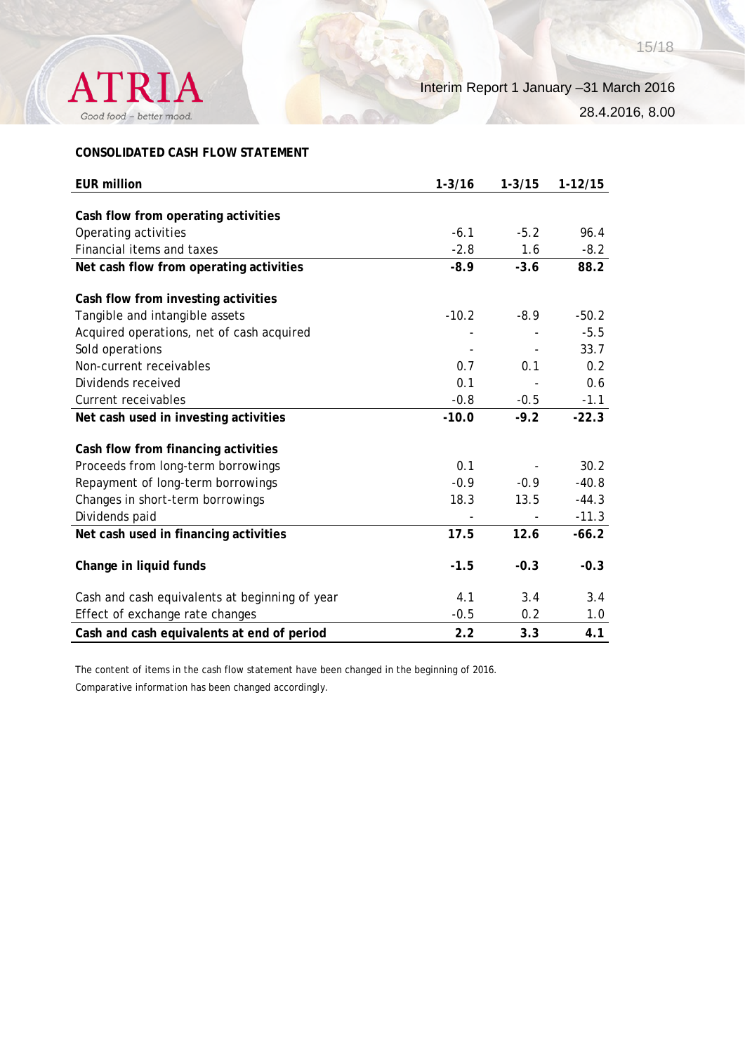## CONSOLIDATED CASH FLOW STATEMENT

| EUR million | 1-3/16 | 1-3/15 | 1-12/15 |
|---|---|---|---|
| **Cash flow from operating activities** | | | |
| Operating activities | -6.1 | -5.2 | 96.4 |
| Financial items and taxes | -2.8 | 1.6 | -8.2 |
| **Net cash flow from operating activities** | **-8.9** | **-3.6** | **88.2** |
| **Cash flow from investing activities** | | | |
| Tangible and intangible assets | -10.2 | -8.9 | -50.2 |
| Acquired operations, net of cash acquired | - | - | -5.5 |
| Sold operations | - | - | 33.7 |
| Non-current receivables | 0.7 | 0.1 | 0.2 |
| Dividends received | 0.1 | - | 0.6 |
| Current receivables | -0.8 | -0.5 | -1.1 |
| **Net cash used in investing activities** | **-10.0** | **-9.2** | **-22.3** |
| **Cash flow from financing activities** | | | |
| Proceeds from long-term borrowings | 0.1 | - | 30.2 |
| Repayment of long-term borrowings | -0.9 | -0.9 | -40.8 |
| Changes in short-term borrowings | 18.3 | 13.5 | -44.3 |
| Dividends paid | - | - | -11.3 |
| **Net cash used in financing activities** | **17.5** | **12.6** | **-66.2** |
| **Change in liquid funds** | **-1.5** | **-0.3** | **-0.3** |
| Cash and cash equivalents at beginning of year | 4.1 | 3.4 | 3.4 |
| Effect of exchange rate changes | -0.5 | 0.2 | 1.0 |
| **Cash and cash equivalents at end of period** | **2.2** | **3.3** | **4.1** |

The content of items in the cash flow statement have been changed in the beginning of 2016.
Comparative information has been changed accordingly.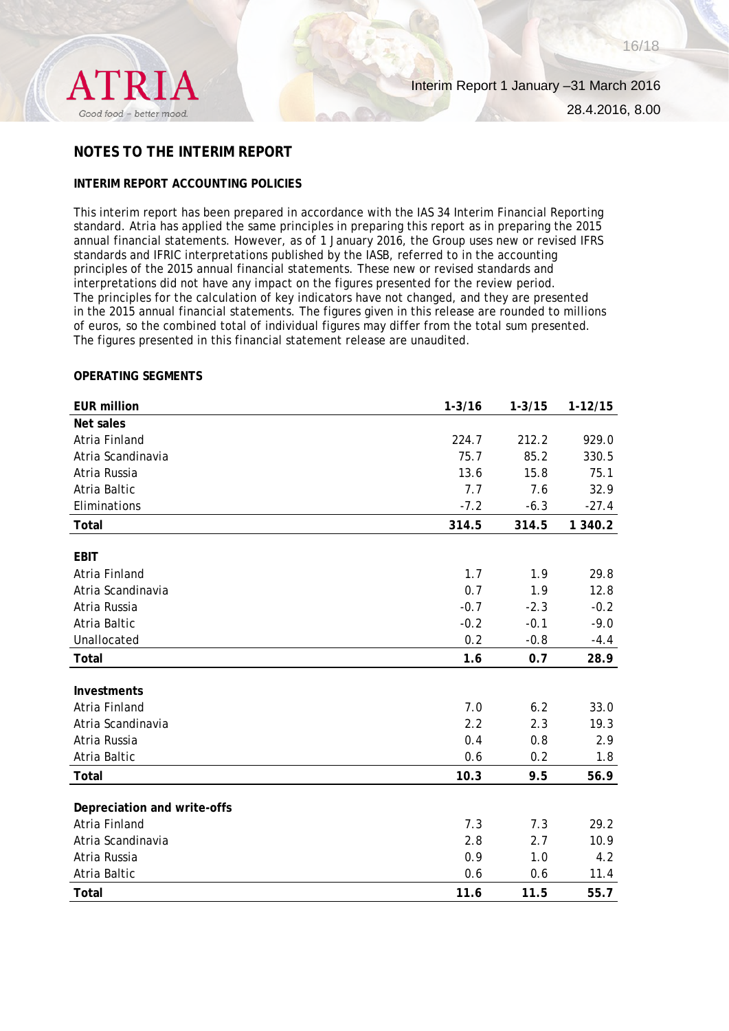## NOTES TO THE INTERIM REPORT

### INTERIM REPORT ACCOUNTING POLICIES

This interim report has been prepared in accordance with the IAS 34 Interim Financial Reporting standard. Atria has applied the same principles in preparing this report as in preparing the 2015 annual financial statements. However, as of 1 January 2016, the Group uses new or revised IFRS standards and IFRIC interpretations published by the IASB, referred to in the accounting principles of the 2015 annual financial statements. These new or revised standards and interpretations did not have any impact on the figures presented for the review period. The principles for the calculation of key indicators have not changed, and they are presented in the 2015 annual financial statements. The figures given in this release are rounded to millions of euros, so the combined total of individual figures may differ from the total sum presented. The figures presented in this financial statement release are unaudited.

### OPERATING SEGMENTS

| EUR million | 1-3/16 | 1-3/15 | 1-12/15 |
|---|---|---|---|
| **Net sales** | | | |
| Atria Finland | 224.7 | 212.2 | 929.0 |
| Atria Scandinavia | 75.7 | 85.2 | 330.5 |
| Atria Russia | 13.6 | 15.8 | 75.1 |
| Atria Baltic | 7.7 | 7.6 | 32.9 |
| Eliminations | -7.2 | -6.3 | -27.4 |
| **Total** | **314.5** | **314.5** | **1 340.2** |
| | | | |
| **EBIT** | | | |
| Atria Finland | 1.7 | 1.9 | 29.8 |
| Atria Scandinavia | 0.7 | 1.9 | 12.8 |
| Atria Russia | -0.7 | -2.3 | -0.2 |
| Atria Baltic | -0.2 | -0.1 | -9.0 |
| Unallocated | 0.2 | -0.8 | -4.4 |
| **Total** | **1.6** | **0.7** | **28.9** |
| | | | |
| **Investments** | | | |
| Atria Finland | 7.0 | 6.2 | 33.0 |
| Atria Scandinavia | 2.2 | 2.3 | 19.3 |
| Atria Russia | 0.4 | 0.8 | 2.9 |
| Atria Baltic | 0.6 | 0.2 | 1.8 |
| **Total** | **10.3** | **9.5** | **56.9** |
| | | | |
| **Depreciation and write-offs** | | | |
| Atria Finland | 7.3 | 7.3 | 29.2 |
| Atria Scandinavia | 2.8 | 2.7 | 10.9 |
| Atria Russia | 0.9 | 1.0 | 4.2 |
| Atria Baltic | 0.6 | 0.6 | 11.4 |
| **Total** | **11.6** | **11.5** | **55.7** |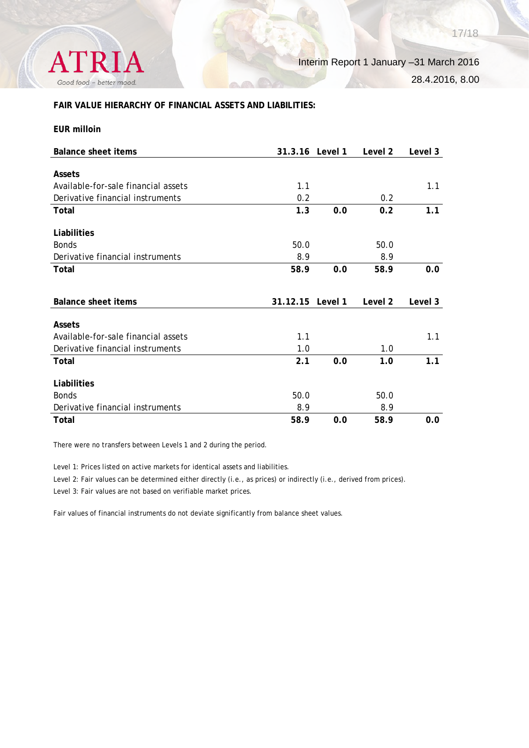**FAIR VALUE HIERARCHY OF FINANCIAL ASSETS AND LIABILITIES:**

**EUR milloin**

| Balance sheet items | 31.3.16 | Level 1 | Level 2 | Level 3 |
|---|---|---|---|---|
| **Assets** | | | | |
| Available-for-sale financial assets | 1.1 | | | 1.1 |
| Derivative financial instruments | 0.2 | | 0.2 | |
| **Total** | **1.3** | **0.0** | **0.2** | **1.1** |
| **Liabilities** | | | | |
| Bonds | 50.0 | | 50.0 | |
| Derivative financial instruments | 8.9 | | 8.9 | |
| **Total** | **58.9** | **0.0** | **58.9** | **0.0** |

| Balance sheet items | 31.12.15 | Level 1 | Level 2 | Level 3 |
|---|---|---|---|---|
| **Assets** | | | | |
| Available-for-sale financial assets | 1.1 | | | 1.1 |
| Derivative financial instruments | 1.0 | | 1.0 | |
| **Total** | **2.1** | **0.0** | **1.0** | **1.1** |
| **Liabilities** | | | | |
| Bonds | 50.0 | | 50.0 | |
| Derivative financial instruments | 8.9 | | 8.9 | |
| **Total** | **58.9** | **0.0** | **58.9** | **0.0** |

There were no transfers between Levels 1 and 2 during the period.

Level 1: Prices listed on active markets for identical assets and liabilities.

Level 2: Fair values can be determined either directly (i.e., as prices) or indirectly (i.e., derived from prices).

Level 3: Fair values are not based on verifiable market prices.

Fair values of financial instruments do not deviate significantly from balance sheet values.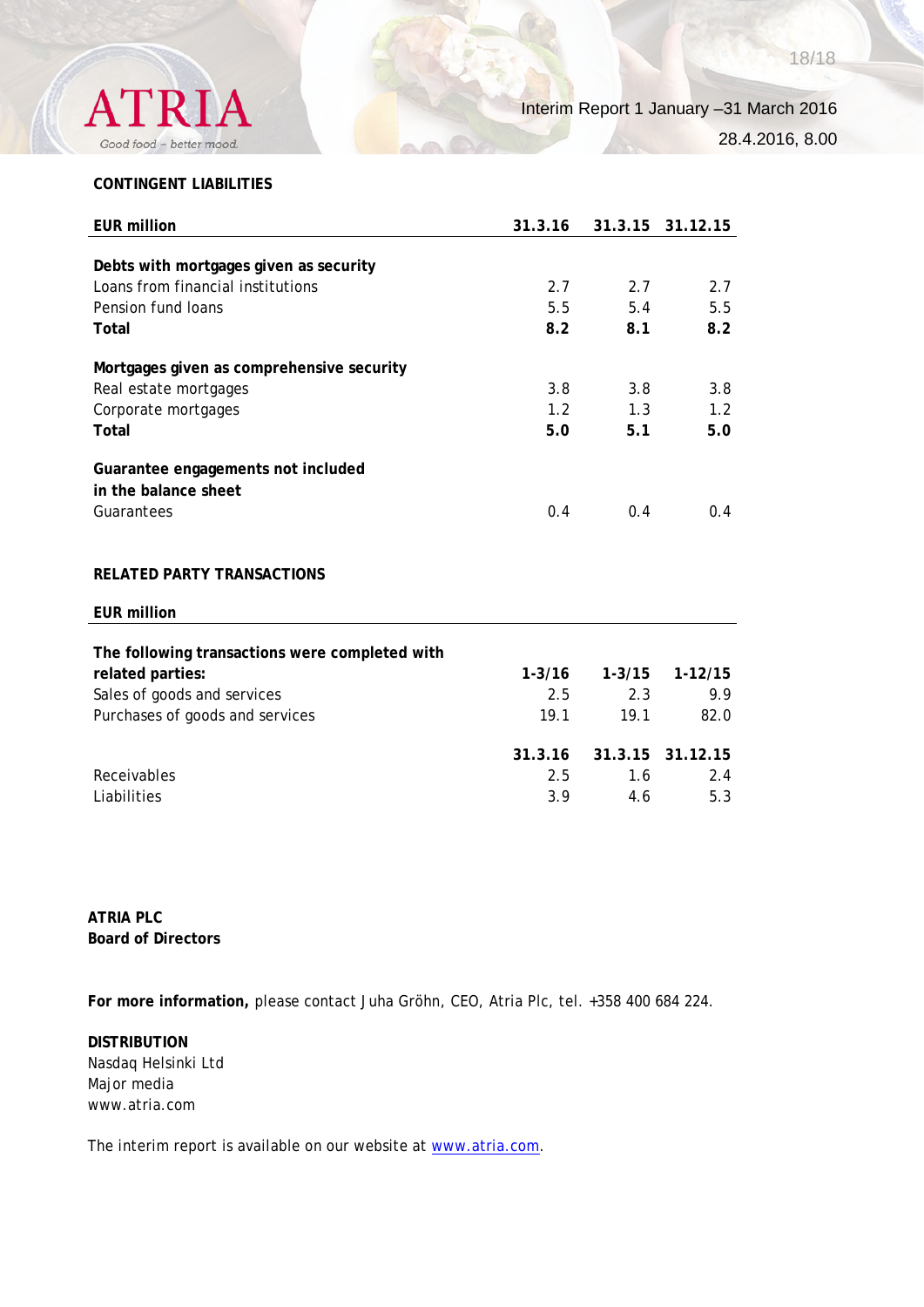## CONTINGENT LIABILITIES

| EUR million | 31.3.16 | 31.3.15 | 31.12.15 |
|---|---|---|---|
| **Debts with mortgages given as security** | | | |
| Loans from financial institutions | 2.7 | 2.7 | 2.7 |
| Pension fund loans | 5.5 | 5.4 | 5.5 |
| **Total** | **8.2** | **8.1** | **8.2** |
| **Mortgages given as comprehensive security** | | | |
| Real estate mortgages | 3.8 | 3.8 | 3.8 |
| Corporate mortgages | 1.2 | 1.3 | 1.2 |
| **Total** | **5.0** | **5.1** | **5.0** |
| **Guarantee engagements not included in the balance sheet** | | | |
| Guarantees | 0.4 | 0.4 | 0.4 |

## RELATED PARTY TRANSACTIONS

| EUR million | | | |
|---|---|---|---|
| **The following transactions were completed with related parties:** | **1-3/16** | **1-3/15** | **1-12/15** |
| Sales of goods and services | 2.5 | 2.3 | 9.9 |
| Purchases of goods and services | 19.1 | 19.1 | 82.0 |
| | **31.3.16** | **31.3.15** | **31.12.15** |
| Receivables | 2.5 | 1.6 | 2.4 |
| Liabilities | 3.9 | 4.6 | 5.3 |

**ATRIA PLC**
**Board of Directors**

**For more information,** please contact Juha Gröhn, CEO, Atria Plc, tel. +358 400 684 224.

**DISTRIBUTION**
Nasdaq Helsinki Ltd
Major media
www.atria.com

The interim report is available on our website at www.atria.com.